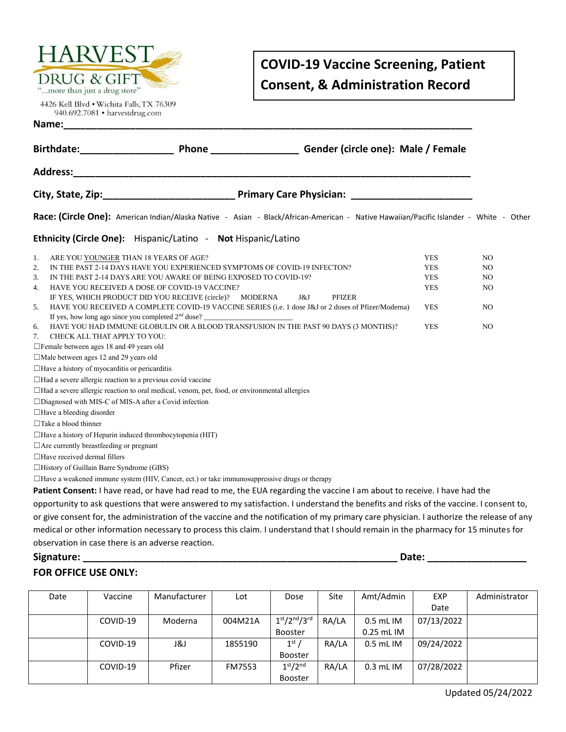HARVEST DRUG & GIFT
"...more than just a drug store"

4426 Kell Blvd • Wichita Falls, TX 76309
940.692.7081 • harvestdrug.com

# COVID-19 Vaccine Screening, Patient Consent, & Administration Record

**Name:**______________________________________________________________________________

**Birthdate:**_________________ **Phone** ________________ **Gender (circle one): Male / Female**

**Address:**____________________________________________________________________________

**City, State, Zip:**________________________ **Primary Care Physician:** _____________________

**Race: (Circle One):** American Indian/Alaska Native - Asian - Black/African-American - Native Hawaiian/Pacific Islander - White - Other

**Ethnicity (Circle One):** Hispanic/Latino - **Not** Hispanic/Latino

1. ARE YOU YOUNGER THAN 18 YEARS OF AGE? YES NO
2. IN THE PAST 2-14 DAYS HAVE YOU EXPERIENCED SYMPTOMS OF COVID-19 INFECTON? YES NO
3. IN THE PAST 2-14 DAYS ARE YOU AWARE OF BEING EXPOSED TO COVID-19? YES NO
4. HAVE YOU RECEIVED A DOSE OF COVID-19 VACCINE? YES NO
   IF YES, WHICH PRODUCT DID YOU RECEIVE (circle)? MODERNA J&J PFIZER
5. HAVE YOU RECEIVED A COMPLETE COVID-19 VACCINE SERIES (i.e. 1 dose J&J or 2 doses of Pfizer/Moderna) YES NO
   If yes, how long ago since you completed 2nd dose? _______________________
6. HAVE YOU HAD IMMUNE GLOBULIN OR A BLOOD TRANSFUSION IN THE PAST 90 DAYS (3 MONTHS)? YES NO
7. CHECK ALL THAT APPLY TO YOU:

☐Female between ages 18 and 49 years old
☐Male between ages 12 and 29 years old
☐Have a history of myocarditis or pericarditis
☐Had a severe allergic reaction to a previous covid vaccine
☐Had a severe allergic reaction to oral medical, venom, pet, food, or environmental allergies
☐Diagnosed with MIS-C of MIS-A after a Covid infection
☐Have a bleeding disorder
☐Take a blood thinner
☐Have a history of Heparin induced thrombocytopenia (HIT)
☐Are currently breastfeeding or pregnant
☐Have received dermal fillers
☐History of Guillain Barre Syndrome (GBS)
☐Have a weakened immune system (HIV, Cancer, ect.) or take immunosuppressive drugs or therapy

**Patient Consent:** I have read, or have had read to me, the EUA regarding the vaccine I am about to receive. I have had the opportunity to ask questions that were answered to my satisfaction. I understand the benefits and risks of the vaccine. I consent to, or give consent for, the administration of the vaccine and the notification of my primary care physician. I authorize the release of any medical or other information necessary to process this claim. I understand that I should remain in the pharmacy for 15 minutes for observation in case there is an adverse reaction.

**Signature:** ____________________________________________________________ **Date:** __________________

**FOR OFFICE USE ONLY:**

| Date | Vaccine | Manufacturer | Lot | Dose | Site | Amt/Admin | EXP Date | Administrator |
|---|---|---|---|---|---|---|---|---|
| | COVID-19 | Moderna | 004M21A | 1st/2nd/3rd Booster | RA/LA | 0.5 mL IM 0.25 mL IM | 07/13/2022 | |
| | COVID-19 | J&J | 1855190 | 1st / Booster | RA/LA | 0.5 mL IM | 09/24/2022 | |
| | COVID-19 | Pfizer | FM7553 | 1st/2nd Booster | RA/LA | 0.3 mL IM | 07/28/2022 | |

Updated 05/24/2022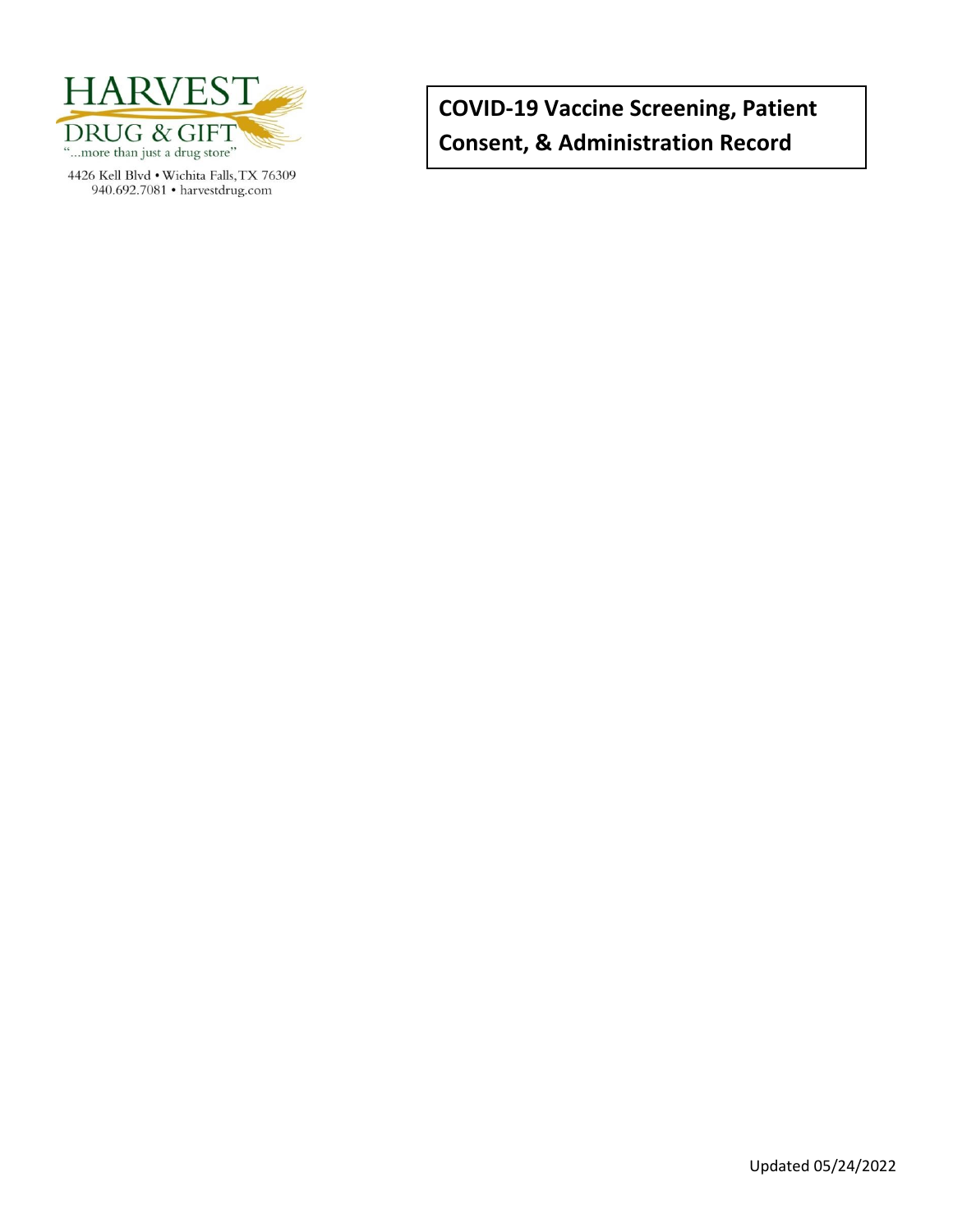HARVEST DRUG & GIFT
"...more than just a drug store"

4426 Kell Blvd • Wichita Falls, TX 76309
940.692.7081 • harvestdrug.com

# COVID-19 Vaccine Screening, Patient Consent, & Administration Record

Updated 05/24/2022